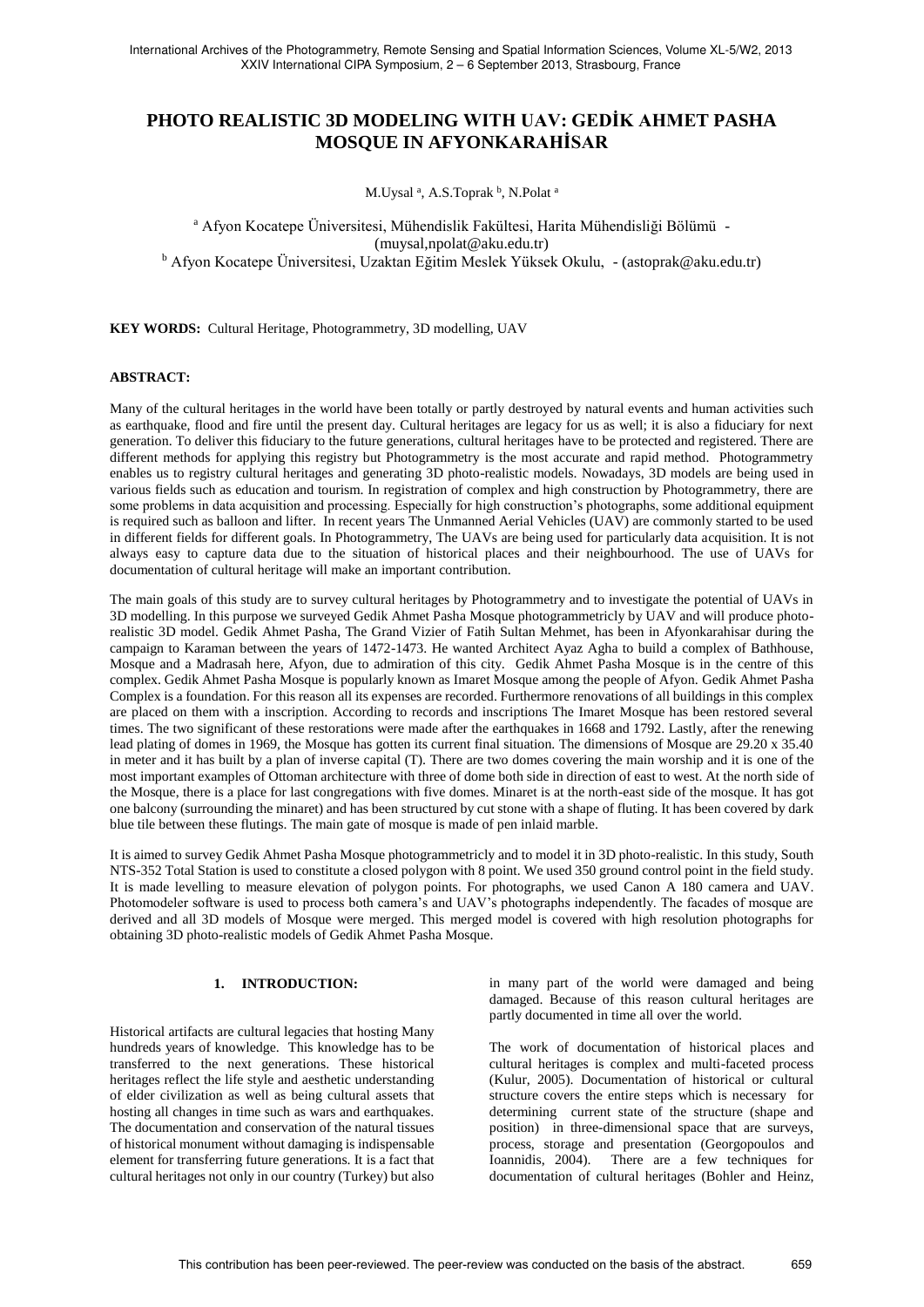# PHOTO REALISTIC 3D MODELING WITH UAV: GEDİK AHMET PASHA MOSQUE IN AFYONKARAHİSAR

M.Uysal [a], A.S.Toprak [b], N.Polat [a]

[a] Afyon Kocatepe Üniversitesi, Mühendislik Fakültesi, Harita Mühendisliği Bölümü - (muysal,npolat@aku.edu.tr)
[b] Afyon Kocatepe Üniversitesi, Uzaktan Eğitim Meslek Yüksek Okulu, - (astoprak@aku.edu.tr)

**KEY WORDS:** Cultural Heritage, Photogrammetry, 3D modelling, UAV

**ABSTRACT:**

Many of the cultural heritages in the world have been totally or partly destroyed by natural events and human activities such as earthquake, flood and fire until the present day. Cultural heritages are legacy for us as well; it is also a fiduciary for next generation. To deliver this fiduciary to the future generations, cultural heritages have to be protected and registered. There are different methods for applying this registry but Photogrammetry is the most accurate and rapid method. Photogrammetry enables us to registry cultural heritages and generating 3D photo-realistic models. Nowadays, 3D models are being used in various fields such as education and tourism. In registration of complex and high construction by Photogrammetry, there are some problems in data acquisition and processing. Especially for high construction's photographs, some additional equipment is required such as balloon and lifter. In recent years The Unmanned Aerial Vehicles (UAV) are commonly started to be used in different fields for different goals. In Photogrammetry, The UAVs are being used for particularly data acquisition. It is not always easy to capture data due to the situation of historical places and their neighbourhood. The use of UAVs for documentation of cultural heritage will make an important contribution.

The main goals of this study are to survey cultural heritages by Photogrammetry and to investigate the potential of UAVs in 3D modelling. In this purpose we surveyed Gedik Ahmet Pasha Mosque photogrammetricly by UAV and will produce photo-realistic 3D model. Gedik Ahmet Pasha, The Grand Vizier of Fatih Sultan Mehmet, has been in Afyonkarahisar during the campaign to Karaman between the years of 1472-1473. He wanted Architect Ayaz Agha to build a complex of Bathhouse, Mosque and a Madrasah here, Afyon, due to admiration of this city. Gedik Ahmet Pasha Mosque is in the centre of this complex. Gedik Ahmet Pasha Mosque is popularly known as Imaret Mosque among the people of Afyon. Gedik Ahmet Pasha Complex is a foundation. For this reason all its expenses are recorded. Furthermore renovations of all buildings in this complex are placed on them with a inscription. According to records and inscriptions The Imaret Mosque has been restored several times. The two significant of these restorations were made after the earthquakes in 1668 and 1792. Lastly, after the renewing lead plating of domes in 1969, the Mosque has gotten its current final situation. The dimensions of Mosque are 29.20 x 35.40 in meter and it has built by a plan of inverse capital (T). There are two domes covering the main worship and it is one of the most important examples of Ottoman architecture with three of dome both side in direction of east to west. At the north side of the Mosque, there is a place for last congregations with five domes. Minaret is at the north-east side of the mosque. It has got one balcony (surrounding the minaret) and has been structured by cut stone with a shape of fluting. It has been covered by dark blue tile between these flutings. The main gate of mosque is made of pen inlaid marble.

It is aimed to survey Gedik Ahmet Pasha Mosque photogrammetricly and to model it in 3D photo-realistic. In this study, South NTS-352 Total Station is used to constitute a closed polygon with 8 point. We used 350 ground control point in the field study. It is made levelling to measure elevation of polygon points. For photographs, we used Canon A 180 camera and UAV. Photomodeler software is used to process both camera's and UAV's photographs independently. The facades of mosque are derived and all 3D models of Mosque were merged. This merged model is covered with high resolution photographs for obtaining 3D photo-realistic models of Gedik Ahmet Pasha Mosque.

## 1. INTRODUCTION:

Historical artifacts are cultural legacies that hosting Many hundreds years of knowledge. This knowledge has to be transferred to the next generations. These historical heritages reflect the life style and aesthetic understanding of elder civilization as well as being cultural assets that hosting all changes in time such as wars and earthquakes. The documentation and conservation of the natural tissues of historical monument without damaging is indispensable element for transferring future generations. It is a fact that cultural heritages not only in our country (Turkey) but also in many part of the world were damaged and being damaged. Because of this reason cultural heritages are partly documented in time all over the world.

The work of documentation of historical places and cultural heritages is complex and multi-faceted process (Kulur, 2005). Documentation of historical or cultural structure covers the entire steps which is necessary for determining current state of the structure (shape and position) in three-dimensional space that are surveys, process, storage and presentation (Georgopoulos and Ioannidis, 2004). There are a few techniques for documentation of cultural heritages (Bohler and Heinz,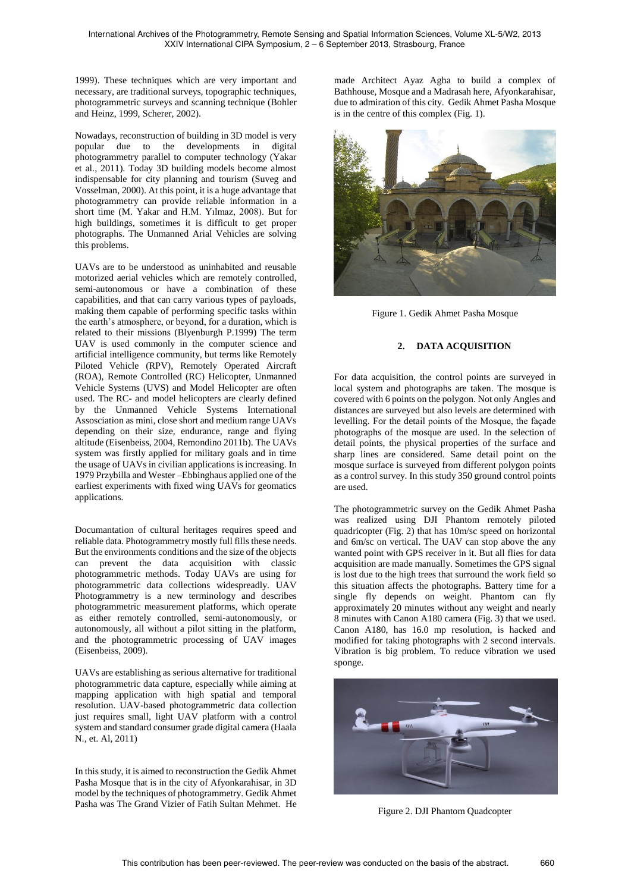1999). These techniques which are very important and necessary, are traditional surveys, topographic techniques, photogrammetric surveys and scanning technique (Bohler and Heinz, 1999, Scherer, 2002).

Nowadays, reconstruction of building in 3D model is very popular due to the developments in digital photogrammetry parallel to computer technology (Yakar et al., 2011). Today 3D building models become almost indispensable for city planning and tourism (Suveg and Vosselman, 2000). At this point, it is a huge advantage that photogrammetry can provide reliable information in a short time (M. Yakar and H.M. Yılmaz, 2008). But for high buildings, sometimes it is difficult to get proper photographs. The Unmanned Arial Vehicles are solving this problems.

UAVs are to be understood as uninhabited and reusable motorized aerial vehicles which are remotely controlled, semi-autonomous or have a combination of these capabilities, and that can carry various types of payloads, making them capable of performing specific tasks within the earth's atmosphere, or beyond, for a duration, which is related to their missions (Blyenburgh P.1999) The term UAV is used commonly in the computer science and artificial intelligence community, but terms like Remotely Piloted Vehicle (RPV), Remotely Operated Aircraft (ROA), Remote Controlled (RC) Helicopter, Unmanned Vehicle Systems (UVS) and Model Helicopter are often used. The RC- and model helicopters are clearly defined by the Unmanned Vehicle Systems International Assosciation as mini, close short and medium range UAVs depending on their size, endurance, range and flying altitude (Eisenbeiss, 2004, Remondino 2011b). The UAVs system was firstly applied for military goals and in time the usage of UAVs in civilian applications is increasing. In 1979 Przybilla and Wester –Ebbinghaus applied one of the earliest experiments with fixed wing UAVs for geomatics applications.

Documantation of cultural heritages requires speed and reliable data. Photogrammetry mostly full fills these needs. But the environments conditions and the size of the objects can prevent the data acquisition with classic photogrammetric methods. Today UAVs are using for photogrammetric data collections widespreadly. UAV Photogrammetry is a new terminology and describes photogrammetric measurement platforms, which operate as either remotely controlled, semi-autonomously, or autonomously, all without a pilot sitting in the platform, and the photogrammetric processing of UAV images (Eisenbeiss, 2009).

UAVs are establishing as serious alternative for traditional photogrammetric data capture, especially while aiming at mapping application with high spatial and temporal resolution. UAV-based photogrammetric data collection just requires small, light UAV platform with a control system and standard consumer grade digital camera (Haala N., et. Al, 2011)

In this study, it is aimed to reconstruction the Gedik Ahmet Pasha Mosque that is in the city of Afyonkarahisar, in 3D model by the techniques of photogrammetry. Gedik Ahmet Pasha was The Grand Vizier of Fatih Sultan Mehmet. He made Architect Ayaz Agha to build a complex of Bathhouse, Mosque and a Madrasah here, Afyonkarahisar, due to admiration of this city. Gedik Ahmet Pasha Mosque is in the centre of this complex (Fig. 1).

Figure 1. Gedik Ahmet Pasha Mosque

## 2. DATA ACQUISITION

For data acquisition, the control points are surveyed in local system and photographs are taken. The mosque is covered with 6 points on the polygon. Not only Angles and distances are surveyed but also levels are determined with levelling. For the detail points of the Mosque, the façade photographs of the mosque are used. In the selection of detail points, the physical properties of the surface and sharp lines are considered. Same detail point on the mosque surface is surveyed from different polygon points as a control survey. In this study 350 ground control points are used.

The photogrammetric survey on the Gedik Ahmet Pasha was realized using DJI Phantom remotely piloted quadricopter (Fig. 2) that has 10m/sc speed on horizontal and 6m/sc on vertical. The UAV can stop above the any wanted point with GPS receiver in it. But all flies for data acquisition are made manually. Sometimes the GPS signal is lost due to the high trees that surround the work field so this situation affects the photographs. Battery time for a single fly depends on weight. Phantom can fly approximately 20 minutes without any weight and nearly 8 minutes with Canon A180 camera (Fig. 3) that we used. Canon A180, has 16.0 mp resolution, is hacked and modified for taking photographs with 2 second intervals. Vibration is big problem. To reduce vibration we used sponge.

Figure 2. DJI Phantom Quadcopter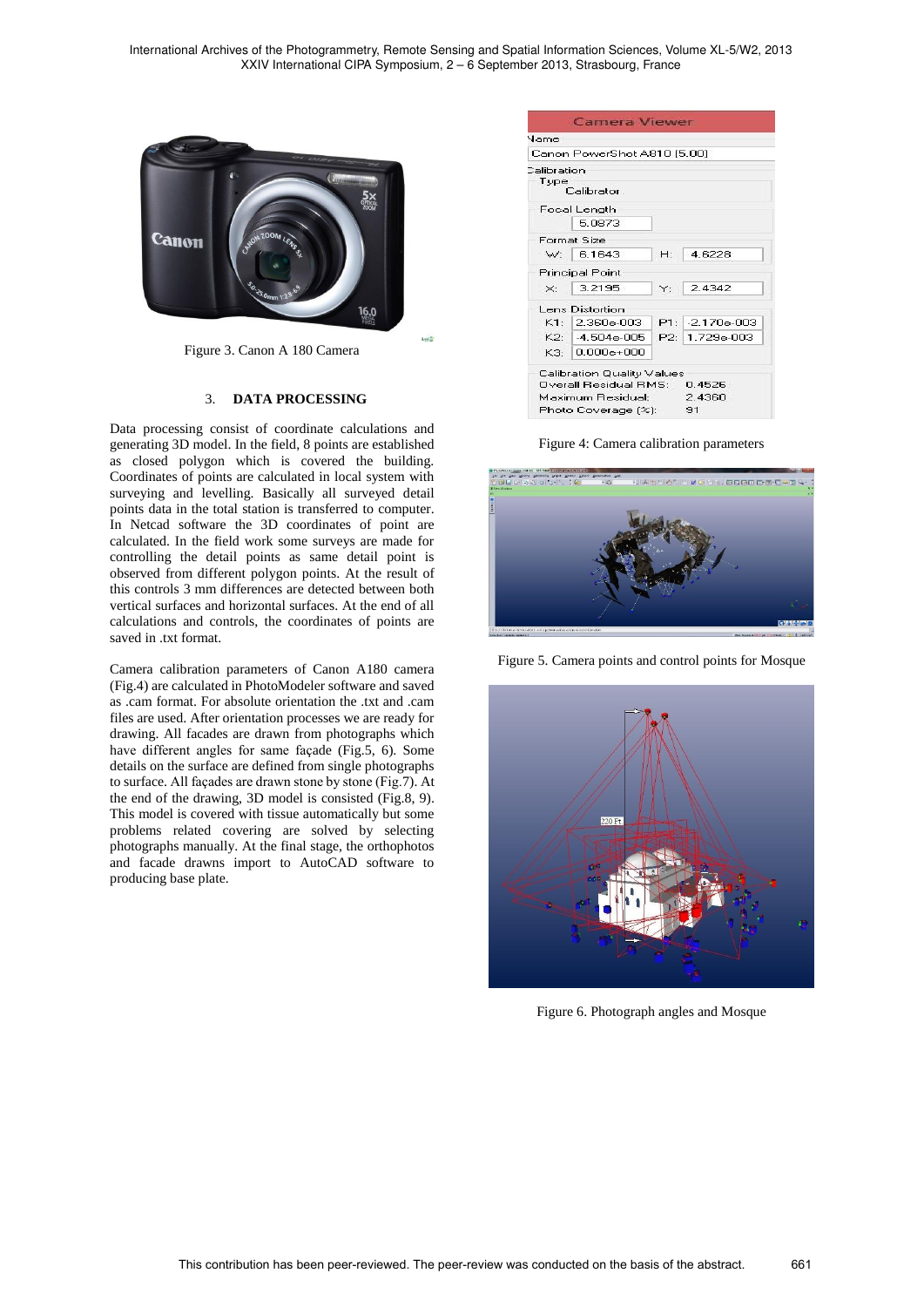Figure 3. Canon A 180 Camera

## 3. DATA PROCESSING

Data processing consist of coordinate calculations and generating 3D model. In the field, 8 points are established as closed polygon which is covered the building. Coordinates of points are calculated in local system with surveying and levelling. Basically all surveyed detail points data in the total station is transferred to computer. In Netcad software the 3D coordinates of point are calculated. In the field work some surveys are made for controlling the detail points as same detail point is observed from different polygon points. At the result of this controls 3 mm differences are detected between both vertical surfaces and horizontal surfaces. At the end of all calculations and controls, the coordinates of points are saved in .txt format.

Camera calibration parameters of Canon A180 camera (Fig.4) are calculated in PhotoModeler software and saved as .cam format. For absolute orientation the .txt and .cam files are used. After orientation processes we are ready for drawing. All facades are drawn from photographs which have different angles for same façade (Fig.5, 6). Some details on the surface are defined from single photographs to surface. All façades are drawn stone by stone (Fig.7). At the end of the drawing, 3D model is consisted (Fig.8, 9). This model is covered with tissue automatically but some problems related covering are solved by selecting photographs manually. At the final stage, the orthophotos and facade drawns import to AutoCAD software to producing base plate.

Figure 4: Camera calibration parameters

Figure 5. Camera points and control points for Mosque

Figure 6. Photograph angles and Mosque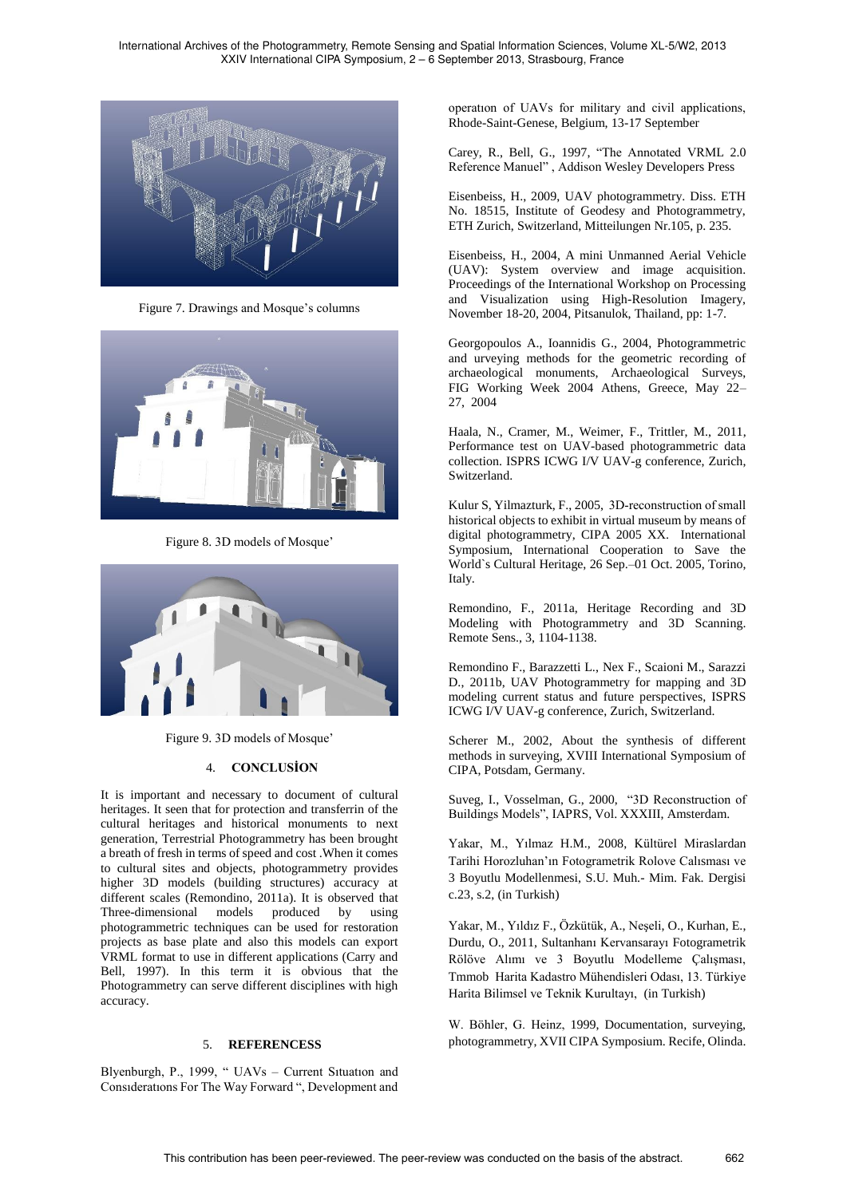Figure 7. Drawings and Mosque's columns

Figure 8. 3D models of Mosque'

Figure 9. 3D models of Mosque'

## 4. CONCLUSİON

It is important and necessary to document of cultural heritages. It seen that for protection and transferrin of the cultural heritages and historical monuments to next generation, Terrestrial Photogrammetry has been brought a breath of fresh in terms of speed and cost .When it comes to cultural sites and objects, photogrammetry provides higher 3D models (building structures) accuracy at different scales (Remondino, 2011a). It is observed that Three-dimensional models produced by using photogrammetric techniques can be used for restoration projects as base plate and also this models can export VRML format to use in different applications (Carry and Bell, 1997). In this term it is obvious that the Photogrammetry can serve different disciplines with high accuracy.

## 5. REFERENCESS

Blyenburgh, P., 1999, " UAVs – Current Sıtuatıon and Consıderatıons For The Way Forward ", Development and operatıon of UAVs for military and civil applications, Rhode-Saint-Genese, Belgium, 13-17 September

Carey, R., Bell, G., 1997, "The Annotated VRML 2.0 Reference Manuel" , Addison Wesley Developers Press

Eisenbeiss, H., 2009, UAV photogrammetry. Diss. ETH No. 18515, Institute of Geodesy and Photogrammetry, ETH Zurich, Switzerland, Mitteilungen Nr.105, p. 235.

Eisenbeiss, H., 2004, A mini Unmanned Aerial Vehicle (UAV): System overview and image acquisition. Proceedings of the International Workshop on Processing and Visualization using High-Resolution Imagery, November 18-20, 2004, Pitsanulok, Thailand, pp: 1-7.

Georgopoulos A., Ioannidis G., 2004, Photogrammetric and urveying methods for the geometric recording of archaeological monuments, Archaeological Surveys, FIG Working Week 2004 Athens, Greece, May 22–27, 2004

Haala, N., Cramer, M., Weimer, F., Trittler, M., 2011, Performance test on UAV-based photogrammetric data collection. ISPRS ICWG I/V UAV-g conference, Zurich, Switzerland.

Kulur S, Yilmazturk, F., 2005, 3D-reconstruction of small historical objects to exhibit in virtual museum by means of digital photogrammetry, CIPA 2005 XX. International Symposium, International Cooperation to Save the World`s Cultural Heritage, 26 Sep.–01 Oct. 2005, Torino, Italy.

Remondino, F., 2011a, Heritage Recording and 3D Modeling with Photogrammetry and 3D Scanning. Remote Sens., 3, 1104-1138.

Remondino F., Barazzetti L., Nex F., Scaioni M., Sarazzi D., 2011b, UAV Photogrammetry for mapping and 3D modeling current status and future perspectives, ISPRS ICWG I/V UAV-g conference, Zurich, Switzerland.

Scherer M., 2002, About the synthesis of different methods in surveying, XVIII International Symposium of CIPA, Potsdam, Germany.

Suveg, I., Vosselman, G., 2000, "3D Reconstruction of Buildings Models", IAPRS, Vol. XXXIII, Amsterdam.

Yakar, M., Yılmaz H.M., 2008, Kültürel Miraslardan Tarihi Horozluhan'ın Fotogrametrik Rolove Calısması ve 3 Boyutlu Modellenmesi, S.U. Muh.- Mim. Fak. Dergisi c.23, s.2, (in Turkish)

Yakar, M., Yıldız F., Özkütük, A., Neşeli, O., Kurhan, E., Durdu, O., 2011, Sultanhanı Kervansarayı Fotogrametrik Rölöve Alımı ve 3 Boyutlu Modelleme Çalışması, Tmmob Harita Kadastro Mühendisleri Odası, 13. Türkiye Harita Bilimsel ve Teknik Kurultayı, (in Turkish)

W. Böhler, G. Heinz, 1999, Documentation, surveying, photogrammetry, XVII CIPA Symposium. Recife, Olinda.